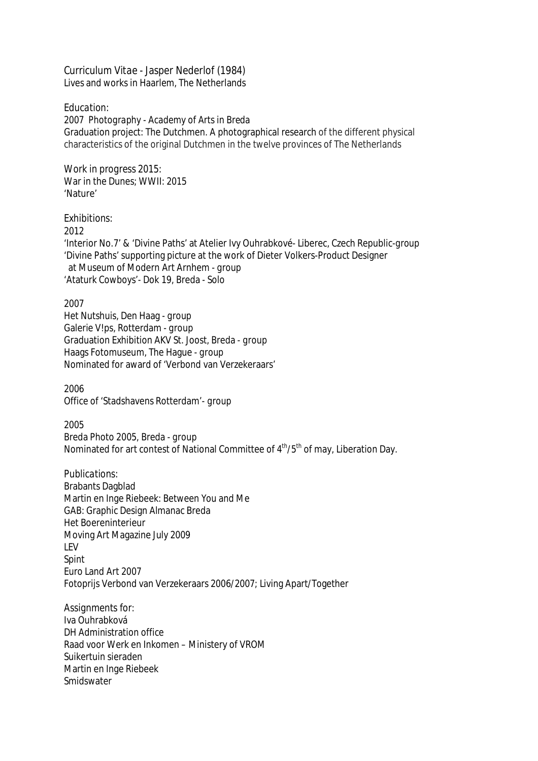Curriculum Vitae - Jasper Nederlof (1984)
Lives and works in Haarlem, The Netherlands

Education:
2007 Photography - Academy of Arts in Breda
Graduation project: The Dutchmen. A photographical research of the different physical characteristics of the original Dutchmen in the twelve provinces of The Netherlands

Work in progress 2015:
War in the Dunes; WWII: 2015
'Nature'

Exhibitions:
2012
'Interior No.7' & 'Divine Paths' at Atelier Ivy Ouhrabkové- Liberec, Czech Republic-group
'Divine Paths' supporting picture at the work of Dieter Volkers-Product Designer
at Museum of Modern Art Arnhem - group
'Ataturk Cowboys'- Dok 19, Breda - Solo

2007
Het Nutshuis, Den Haag - group
Galerie V!ps, Rotterdam - group
Graduation Exhibition AKV St. Joost, Breda - group
Haags Fotomuseum, The Hague - group
Nominated for award of 'Verbond van Verzekeraars'

2006
Office of 'Stadshavens Rotterdam'- group

2005
Breda Photo 2005, Breda - group
Nominated for art contest of National Committee of 4th/5th of may, Liberation Day.

Publications:
Brabants Dagblad
Martin en Inge Riebeek: Between You and Me
GAB: Graphic Design Almanac Breda
Het Boereninterieur
Moving Art Magazine July 2009
LEV
Spint
Euro Land Art 2007
Fotoprijs Verbond van Verzekeraars 2006/2007; Living Apart/Together

Assignments for:
Iva Ouhrabková
DH Administration office
Raad voor Werk en Inkomen – Ministery of VROM
Suikertuin sieraden
Martin en Inge Riebeek
Smidswater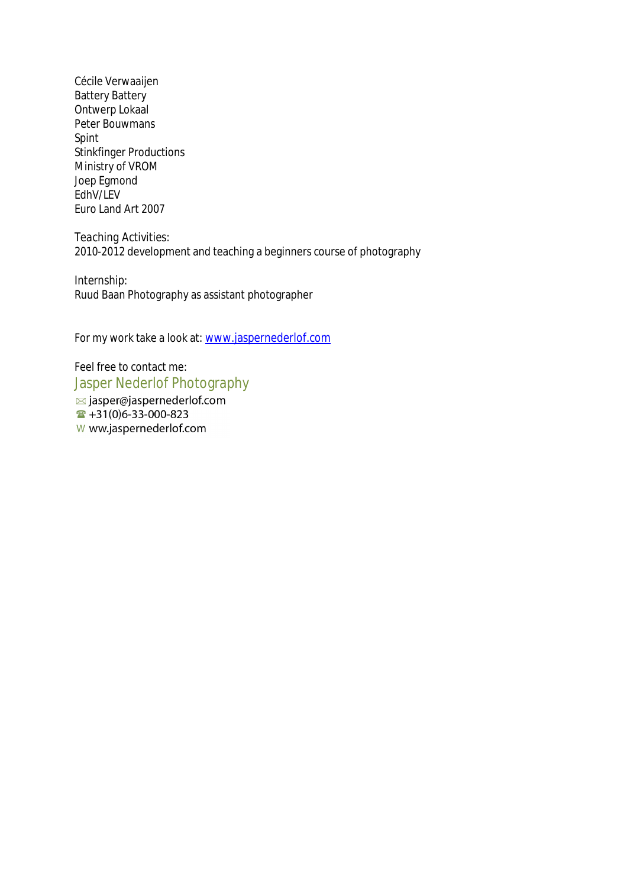Cécile Verwaaijen
Battery Battery
Ontwerp Lokaal
Peter Bouwmans
Spint
Stinkfinger Productions
Ministry of VROM
Joep Egmond
EdhV/LEV
Euro Land Art 2007

Teaching Activities:
2010-2012 development and teaching a beginners course of photography

Internship:
Ruud Baan Photography as assistant photographer

For my work take a look at: [www.jaspernederlof.com](http://www.jaspernederlof.com)

Feel free to contact me:
Jasper Nederlof Photography
jasper@jaspernederlof.com
+31(0)6-33-000-823
W ww.jaspernederlof.com